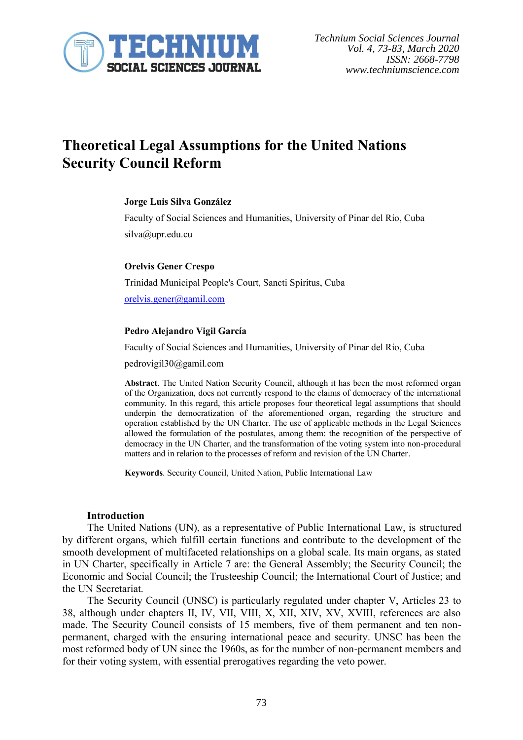# Theoretical Legal Assumptions for the United Nations Security Council Reform

**Jorge Luis Silva González**

Faculty of Social Sciences and Humanities, University of Pinar del Río, Cuba

silva@upr.edu.cu

**Orelvis Gener Crespo**

Trinidad Municipal People's Court, Sancti Spíritus, Cuba

orelvis.gener@gamil.com

**Pedro Alejandro Vigil García**

Faculty of Social Sciences and Humanities, University of Pinar del Río, Cuba

pedrovigil30@gamil.com

**Abstract**. The United Nation Security Council, although it has been the most reformed organ of the Organization, does not currently respond to the claims of democracy of the international community. In this regard, this article proposes four theoretical legal assumptions that should underpin the democratization of the aforementioned organ, regarding the structure and operation established by the UN Charter. The use of applicable methods in the Legal Sciences allowed the formulation of the postulates, among them: the recognition of the perspective of democracy in the UN Charter, and the transformation of the voting system into non-procedural matters and in relation to the processes of reform and revision of the UN Charter.

**Keywords**. Security Council, United Nation, Public International Law

## Introduction

The United Nations (UN), as a representative of Public International Law, is structured by different organs, which fulfill certain functions and contribute to the development of the smooth development of multifaceted relationships on a global scale. Its main organs, as stated in UN Charter, specifically in Article 7 are: the General Assembly; the Security Council; the Economic and Social Council; the Trusteeship Council; the International Court of Justice; and the UN Secretariat.

The Security Council (UNSC) is particularly regulated under chapter V, Articles 23 to 38, although under chapters II, IV, VII, VIII, X, XII, XIV, XV, XVIII, references are also made. The Security Council consists of 15 members, five of them permanent and ten non-permanent, charged with the ensuring international peace and security. UNSC has been the most reformed body of UN since the 1960s, as for the number of non-permanent members and for their voting system, with essential prerogatives regarding the veto power.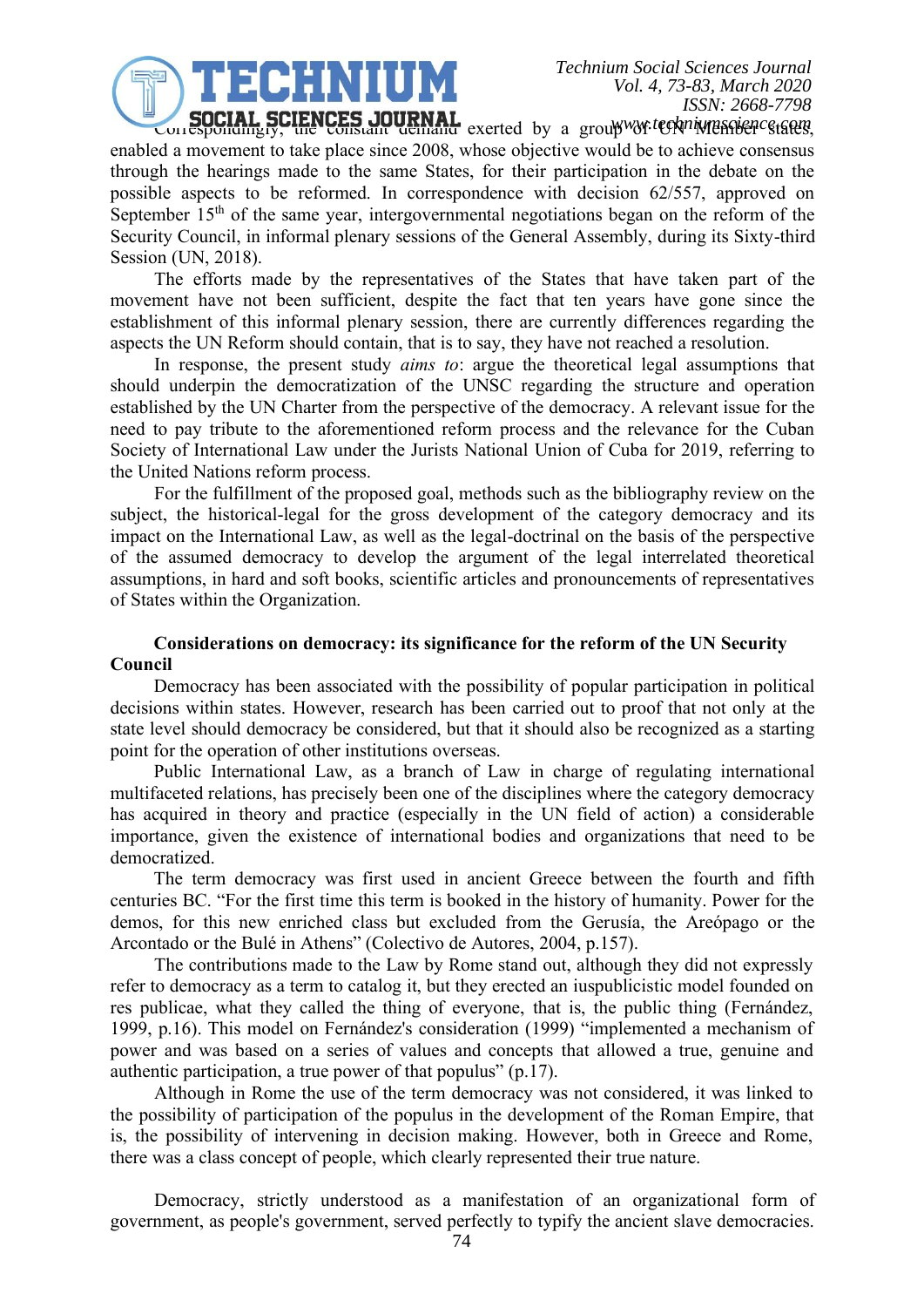Correspondingly, the constant demand exerted by a group of UN Member states, enabled a movement to take place since 2008, whose objective would be to achieve consensus through the hearings made to the same States, for their participation in the debate on the possible aspects to be reformed. In correspondence with decision 62/557, approved on September 15th of the same year, intergovernmental negotiations began on the reform of the Security Council, in informal plenary sessions of the General Assembly, during its Sixty-third Session (UN, 2018).

The efforts made by the representatives of the States that have taken part of the movement have not been sufficient, despite the fact that ten years have gone since the establishment of this informal plenary session, there are currently differences regarding the aspects the UN Reform should contain, that is to say, they have not reached a resolution.

In response, the present study *aims to*: argue the theoretical legal assumptions that should underpin the democratization of the UNSC regarding the structure and operation established by the UN Charter from the perspective of the democracy. A relevant issue for the need to pay tribute to the aforementioned reform process and the relevance for the Cuban Society of International Law under the Jurists National Union of Cuba for 2019, referring to the United Nations reform process.

For the fulfillment of the proposed goal, methods such as the bibliography review on the subject, the historical-legal for the gross development of the category democracy and its impact on the International Law, as well as the legal-doctrinal on the basis of the perspective of the assumed democracy to develop the argument of the legal interrelated theoretical assumptions, in hard and soft books, scientific articles and pronouncements of representatives of States within the Organization.

## Considerations on democracy: its significance for the reform of the UN Security Council

Democracy has been associated with the possibility of popular participation in political decisions within states. However, research has been carried out to proof that not only at the state level should democracy be considered, but that it should also be recognized as a starting point for the operation of other institutions overseas.

Public International Law, as a branch of Law in charge of regulating international multifaceted relations, has precisely been one of the disciplines where the category democracy has acquired in theory and practice (especially in the UN field of action) a considerable importance, given the existence of international bodies and organizations that need to be democratized.

The term democracy was first used in ancient Greece between the fourth and fifth centuries BC. "For the first time this term is booked in the history of humanity. Power for the demos, for this new enriched class but excluded from the Gerusía, the Areópago or the Arcontado or the Bulé in Athens" (Colectivo de Autores, 2004, p.157).

The contributions made to the Law by Rome stand out, although they did not expressly refer to democracy as a term to catalog it, but they erected an iuspublicistic model founded on res publicae, what they called the thing of everyone, that is, the public thing (Fernández, 1999, p.16). This model on Fernández's consideration (1999) "implemented a mechanism of power and was based on a series of values and concepts that allowed a true, genuine and authentic participation, a true power of that populus" (p.17).

Although in Rome the use of the term democracy was not considered, it was linked to the possibility of participation of the populus in the development of the Roman Empire, that is, the possibility of intervening in decision making. However, both in Greece and Rome, there was a class concept of people, which clearly represented their true nature.

Democracy, strictly understood as a manifestation of an organizational form of government, as people's government, served perfectly to typify the ancient slave democracies.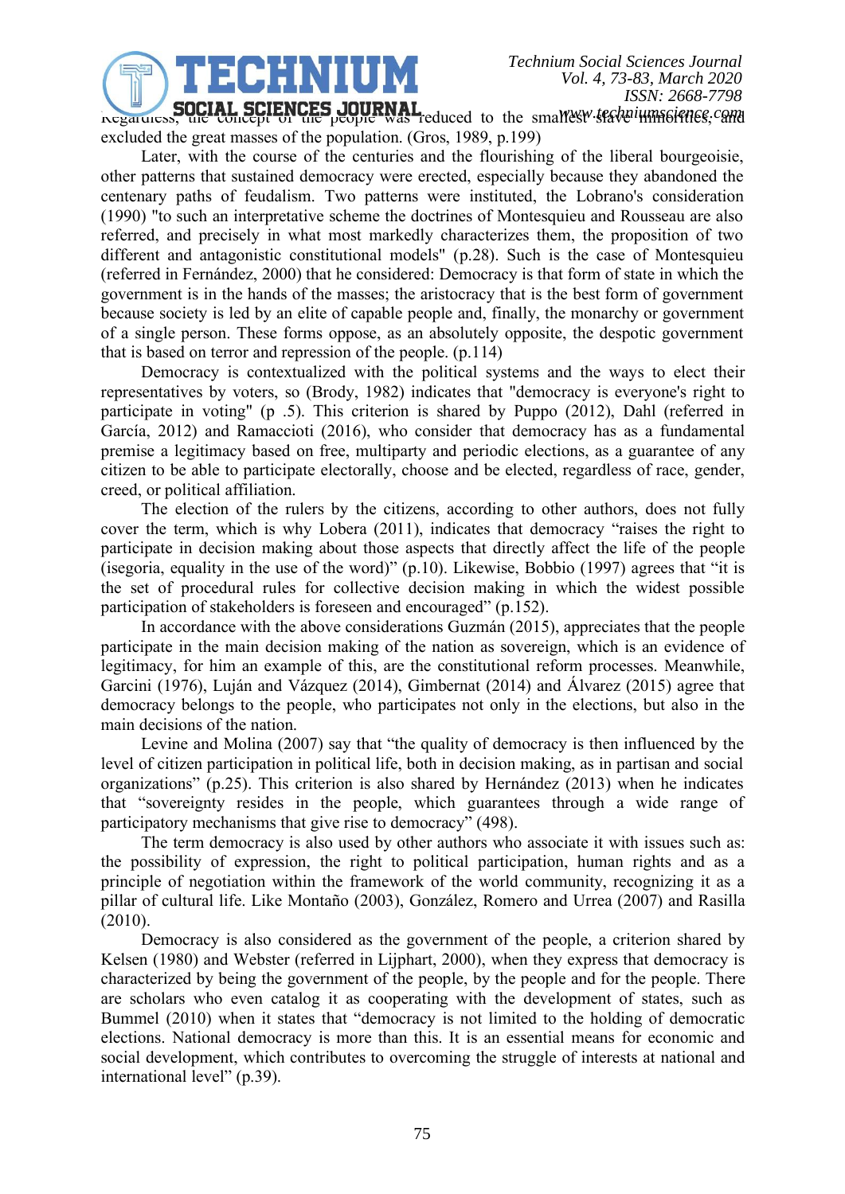Regardless, the concept of the people was reduced to the smallest slave minorities, and excluded the great masses of the population. (Gros, 1989, p.199)

Later, with the course of the centuries and the flourishing of the liberal bourgeoisie, other patterns that sustained democracy were erected, especially because they abandoned the centenary paths of feudalism. Two patterns were instituted, the Lobrano's consideration (1990) "to such an interpretative scheme the doctrines of Montesquieu and Rousseau are also referred, and precisely in what most markedly characterizes them, the proposition of two different and antagonistic constitutional models" (p.28). Such is the case of Montesquieu (referred in Fernández, 2000) that he considered: Democracy is that form of state in which the government is in the hands of the masses; the aristocracy that is the best form of government because society is led by an elite of capable people and, finally, the monarchy or government of a single person. These forms oppose, as an absolutely opposite, the despotic government that is based on terror and repression of the people. (p.114)

Democracy is contextualized with the political systems and the ways to elect their representatives by voters, so (Brody, 1982) indicates that "democracy is everyone's right to participate in voting" (p .5). This criterion is shared by Puppo (2012), Dahl (referred in García, 2012) and Ramaccioti (2016), who consider that democracy has as a fundamental premise a legitimacy based on free, multiparty and periodic elections, as a guarantee of any citizen to be able to participate electorally, choose and be elected, regardless of race, gender, creed, or political affiliation.

The election of the rulers by the citizens, according to other authors, does not fully cover the term, which is why Lobera (2011), indicates that democracy "raises the right to participate in decision making about those aspects that directly affect the life of the people (isegoria, equality in the use of the word)" (p.10). Likewise, Bobbio (1997) agrees that "it is the set of procedural rules for collective decision making in which the widest possible participation of stakeholders is foreseen and encouraged" (p.152).

In accordance with the above considerations Guzmán (2015), appreciates that the people participate in the main decision making of the nation as sovereign, which is an evidence of legitimacy, for him an example of this, are the constitutional reform processes. Meanwhile, Garcini (1976), Luján and Vázquez (2014), Gimbernat (2014) and Álvarez (2015) agree that democracy belongs to the people, who participates not only in the elections, but also in the main decisions of the nation.

Levine and Molina (2007) say that "the quality of democracy is then influenced by the level of citizen participation in political life, both in decision making, as in partisan and social organizations" (p.25). This criterion is also shared by Hernández (2013) when he indicates that "sovereignty resides in the people, which guarantees through a wide range of participatory mechanisms that give rise to democracy" (498).

The term democracy is also used by other authors who associate it with issues such as: the possibility of expression, the right to political participation, human rights and as a principle of negotiation within the framework of the world community, recognizing it as a pillar of cultural life. Like Montaño (2003), González, Romero and Urrea (2007) and Rasilla (2010).

Democracy is also considered as the government of the people, a criterion shared by Kelsen (1980) and Webster (referred in Lijphart, 2000), when they express that democracy is characterized by being the government of the people, by the people and for the people. There are scholars who even catalog it as cooperating with the development of states, such as Bummel (2010) when it states that "democracy is not limited to the holding of democratic elections. National democracy is more than this. It is an essential means for economic and social development, which contributes to overcoming the struggle of interests at national and international level" (p.39).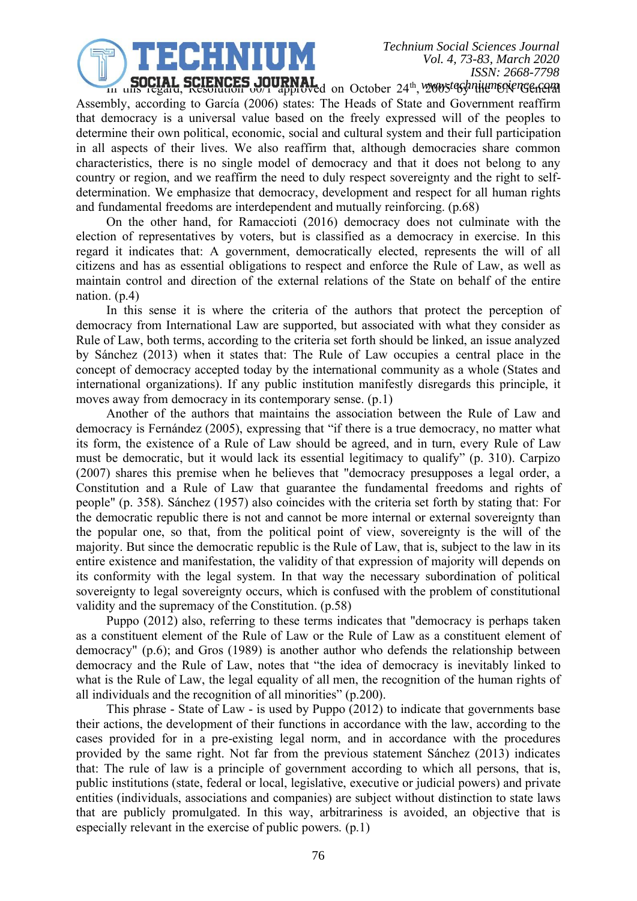In this regard, Resolution 60/1 approved on October 24th, 2005 by the UN General Assembly, according to García (2006) states: The Heads of State and Government reaffirm that democracy is a universal value based on the freely expressed will of the peoples to determine their own political, economic, social and cultural system and their full participation in all aspects of their lives. We also reaffirm that, although democracies share common characteristics, there is no single model of democracy and that it does not belong to any country or region, and we reaffirm the need to duly respect sovereignty and the right to self-determination. We emphasize that democracy, development and respect for all human rights and fundamental freedoms are interdependent and mutually reinforcing. (p.68)

On the other hand, for Ramaccioti (2016) democracy does not culminate with the election of representatives by voters, but is classified as a democracy in exercise. In this regard it indicates that: A government, democratically elected, represents the will of all citizens and has as essential obligations to respect and enforce the Rule of Law, as well as maintain control and direction of the external relations of the State on behalf of the entire nation. (p.4)

In this sense it is where the criteria of the authors that protect the perception of democracy from International Law are supported, but associated with what they consider as Rule of Law, both terms, according to the criteria set forth should be linked, an issue analyzed by Sánchez (2013) when it states that: The Rule of Law occupies a central place in the concept of democracy accepted today by the international community as a whole (States and international organizations). If any public institution manifestly disregards this principle, it moves away from democracy in its contemporary sense. (p.1)

Another of the authors that maintains the association between the Rule of Law and democracy is Fernández (2005), expressing that "if there is a true democracy, no matter what its form, the existence of a Rule of Law should be agreed, and in turn, every Rule of Law must be democratic, but it would lack its essential legitimacy to qualify" (p. 310). Carpizo (2007) shares this premise when he believes that "democracy presupposes a legal order, a Constitution and a Rule of Law that guarantee the fundamental freedoms and rights of people" (p. 358). Sánchez (1957) also coincides with the criteria set forth by stating that: For the democratic republic there is not and cannot be more internal or external sovereignty than the popular one, so that, from the political point of view, sovereignty is the will of the majority. But since the democratic republic is the Rule of Law, that is, subject to the law in its entire existence and manifestation, the validity of that expression of majority will depends on its conformity with the legal system. In that way the necessary subordination of political sovereignty to legal sovereignty occurs, which is confused with the problem of constitutional validity and the supremacy of the Constitution. (p.58)

Puppo (2012) also, referring to these terms indicates that "democracy is perhaps taken as a constituent element of the Rule of Law or the Rule of Law as a constituent element of democracy" (p.6); and Gros (1989) is another author who defends the relationship between democracy and the Rule of Law, notes that "the idea of democracy is inevitably linked to what is the Rule of Law, the legal equality of all men, the recognition of the human rights of all individuals and the recognition of all minorities" (p.200).

This phrase - State of Law - is used by Puppo (2012) to indicate that governments base their actions, the development of their functions in accordance with the law, according to the cases provided for in a pre-existing legal norm, and in accordance with the procedures provided by the same right. Not far from the previous statement Sánchez (2013) indicates that: The rule of law is a principle of government according to which all persons, that is, public institutions (state, federal or local, legislative, executive or judicial powers) and private entities (individuals, associations and companies) are subject without distinction to state laws that are publicly promulgated. In this way, arbitrariness is avoided, an objective that is especially relevant in the exercise of public powers. (p.1)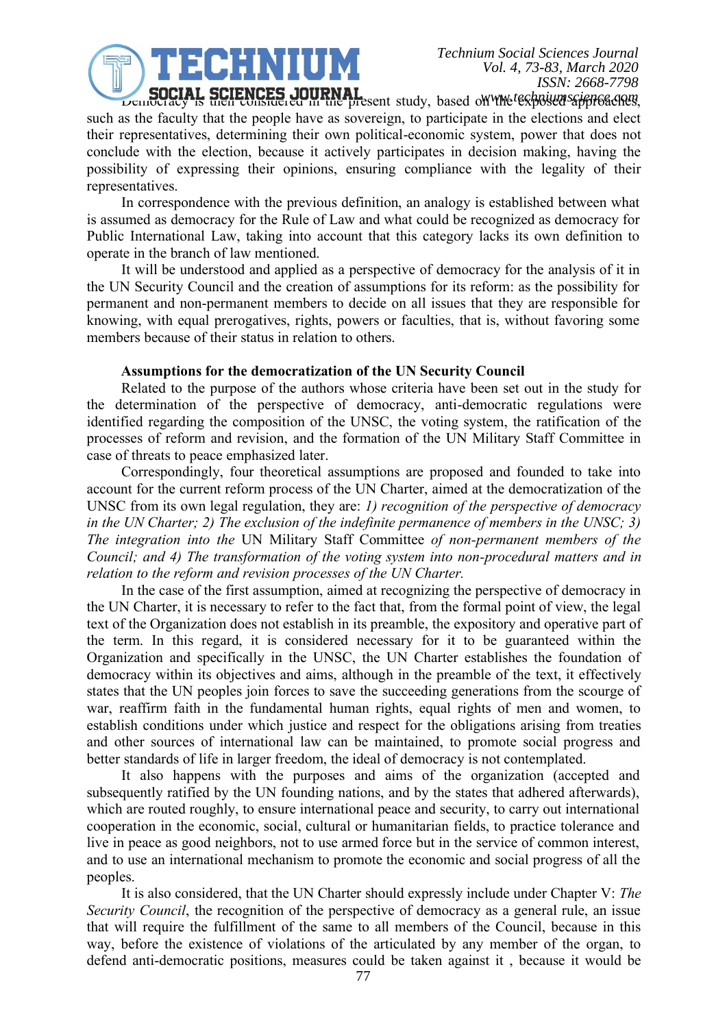Democracy is then considered in the present study, based on the exposed approaches, such as the faculty that the people have as sovereign, to participate in the elections and elect their representatives, determining their own political-economic system, power that does not conclude with the election, because it actively participates in decision making, having the possibility of expressing their opinions, ensuring compliance with the legality of their representatives.

In correspondence with the previous definition, an analogy is established between what is assumed as democracy for the Rule of Law and what could be recognized as democracy for Public International Law, taking into account that this category lacks its own definition to operate in the branch of law mentioned.

It will be understood and applied as a perspective of democracy for the analysis of it in the UN Security Council and the creation of assumptions for its reform: as the possibility for permanent and non-permanent members to decide on all issues that they are responsible for knowing, with equal prerogatives, rights, powers or faculties, that is, without favoring some members because of their status in relation to others.

**Assumptions for the democratization of the UN Security Council**

Related to the purpose of the authors whose criteria have been set out in the study for the determination of the perspective of democracy, anti-democratic regulations were identified regarding the composition of the UNSC, the voting system, the ratification of the processes of reform and revision, and the formation of the UN Military Staff Committee in case of threats to peace emphasized later.

Correspondingly, four theoretical assumptions are proposed and founded to take into account for the current reform process of the UN Charter, aimed at the democratization of the UNSC from its own legal regulation, they are: *1) recognition of the perspective of democracy in the UN Charter; 2) The exclusion of the indefinite permanence of members in the UNSC; 3) The integration into the* UN Military Staff Committee *of non-permanent members of the Council; and 4) The transformation of the voting system into non-procedural matters and in relation to the reform and revision processes of the UN Charter.*

In the case of the first assumption, aimed at recognizing the perspective of democracy in the UN Charter, it is necessary to refer to the fact that, from the formal point of view, the legal text of the Organization does not establish in its preamble, the expository and operative part of the term. In this regard, it is considered necessary for it to be guaranteed within the Organization and specifically in the UNSC, the UN Charter establishes the foundation of democracy within its objectives and aims, although in the preamble of the text, it effectively states that the UN peoples join forces to save the succeeding generations from the scourge of war, reaffirm faith in the fundamental human rights, equal rights of men and women, to establish conditions under which justice and respect for the obligations arising from treaties and other sources of international law can be maintained, to promote social progress and better standards of life in larger freedom, the ideal of democracy is not contemplated.

It also happens with the purposes and aims of the organization (accepted and subsequently ratified by the UN founding nations, and by the states that adhered afterwards), which are routed roughly, to ensure international peace and security, to carry out international cooperation in the economic, social, cultural or humanitarian fields, to practice tolerance and live in peace as good neighbors, not to use armed force but in the service of common interest, and to use an international mechanism to promote the economic and social progress of all the peoples.

It is also considered, that the UN Charter should expressly include under Chapter V: *The Security Council*, the recognition of the perspective of democracy as a general rule, an issue that will require the fulfillment of the same to all members of the Council, because in this way, before the existence of violations of the articulated by any member of the organ, to defend anti-democratic positions, measures could be taken against it , because it would be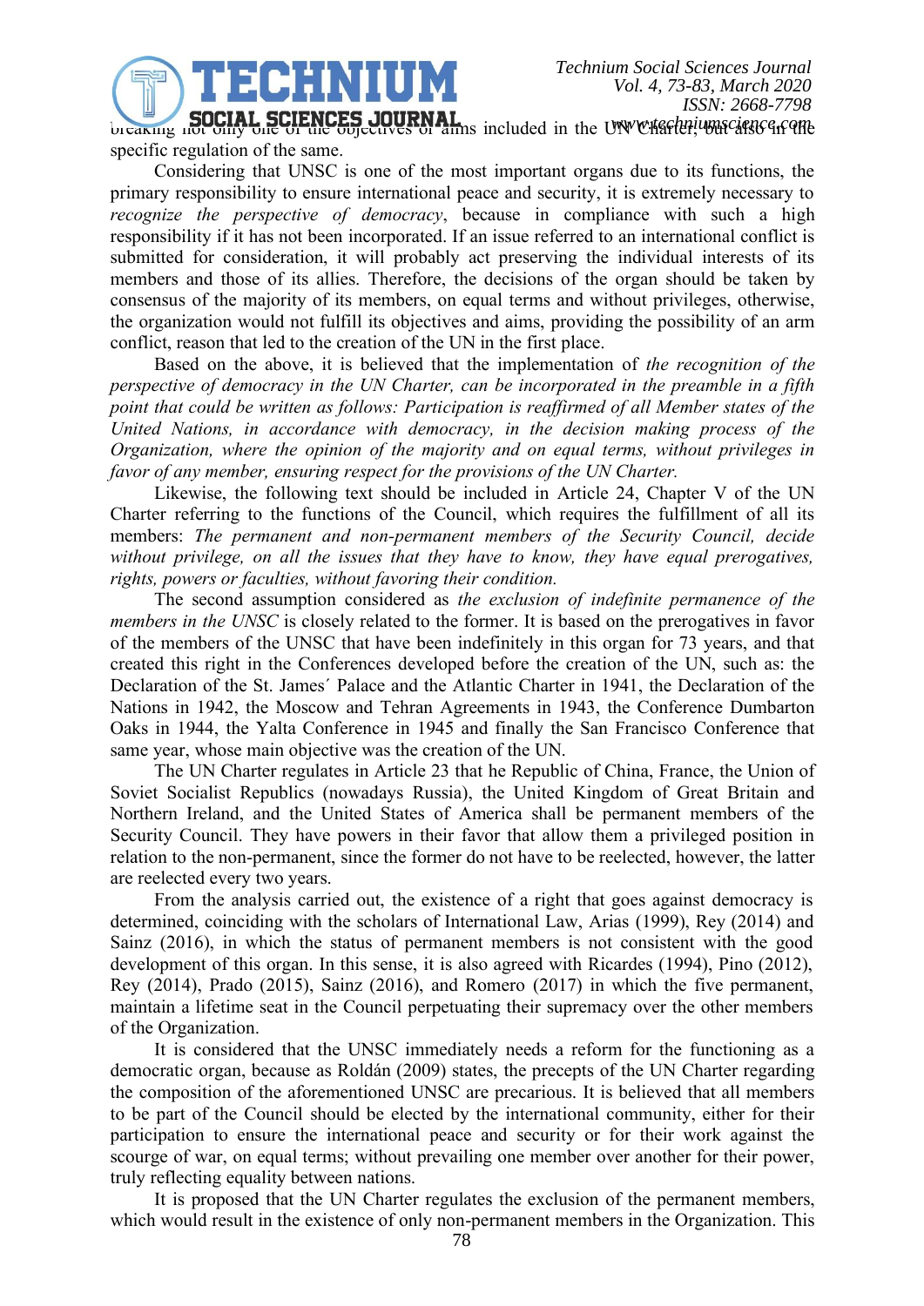breaking not only one of the objectives or aims included in the UN Charter, but also in the specific regulation of the same.

Considering that UNSC is one of the most important organs due to its functions, the primary responsibility to ensure international peace and security, it is extremely necessary to *recognize the perspective of democracy*, because in compliance with such a high responsibility if it has not been incorporated. If an issue referred to an international conflict is submitted for consideration, it will probably act preserving the individual interests of its members and those of its allies. Therefore, the decisions of the organ should be taken by consensus of the majority of its members, on equal terms and without privileges, otherwise, the organization would not fulfill its objectives and aims, providing the possibility of an arm conflict, reason that led to the creation of the UN in the first place.

Based on the above, it is believed that the implementation of *the recognition of the perspective of democracy in the UN Charter, can be incorporated in the preamble in a fifth point that could be written as follows: Participation is reaffirmed of all Member states of the United Nations, in accordance with democracy, in the decision making process of the Organization, where the opinion of the majority and on equal terms, without privileges in favor of any member, ensuring respect for the provisions of the UN Charter.*

Likewise, the following text should be included in Article 24, Chapter V of the UN Charter referring to the functions of the Council, which requires the fulfillment of all its members: *The permanent and non-permanent members of the Security Council, decide without privilege, on all the issues that they have to know, they have equal prerogatives, rights, powers or faculties, without favoring their condition.*

The second assumption considered as *the exclusion of indefinite permanence of the members in the UNSC* is closely related to the former. It is based on the prerogatives in favor of the members of the UNSC that have been indefinitely in this organ for 73 years, and that created this right in the Conferences developed before the creation of the UN, such as: the Declaration of the St. James´ Palace and the Atlantic Charter in 1941, the Declaration of the Nations in 1942, the Moscow and Tehran Agreements in 1943, the Conference Dumbarton Oaks in 1944, the Yalta Conference in 1945 and finally the San Francisco Conference that same year, whose main objective was the creation of the UN.

The UN Charter regulates in Article 23 that he Republic of China, France, the Union of Soviet Socialist Republics (nowadays Russia), the United Kingdom of Great Britain and Northern Ireland, and the United States of America shall be permanent members of the Security Council. They have powers in their favor that allow them a privileged position in relation to the non-permanent, since the former do not have to be reelected, however, the latter are reelected every two years.

From the analysis carried out, the existence of a right that goes against democracy is determined, coinciding with the scholars of International Law, Arias (1999), Rey (2014) and Sainz (2016), in which the status of permanent members is not consistent with the good development of this organ. In this sense, it is also agreed with Ricardes (1994), Pino (2012), Rey (2014), Prado (2015), Sainz (2016), and Romero (2017) in which the five permanent, maintain a lifetime seat in the Council perpetuating their supremacy over the other members of the Organization.

It is considered that the UNSC immediately needs a reform for the functioning as a democratic organ, because as Roldán (2009) states, the precepts of the UN Charter regarding the composition of the aforementioned UNSC are precarious. It is believed that all members to be part of the Council should be elected by the international community, either for their participation to ensure the international peace and security or for their work against the scourge of war, on equal terms; without prevailing one member over another for their power, truly reflecting equality between nations.

It is proposed that the UN Charter regulates the exclusion of the permanent members, which would result in the existence of only non-permanent members in the Organization. This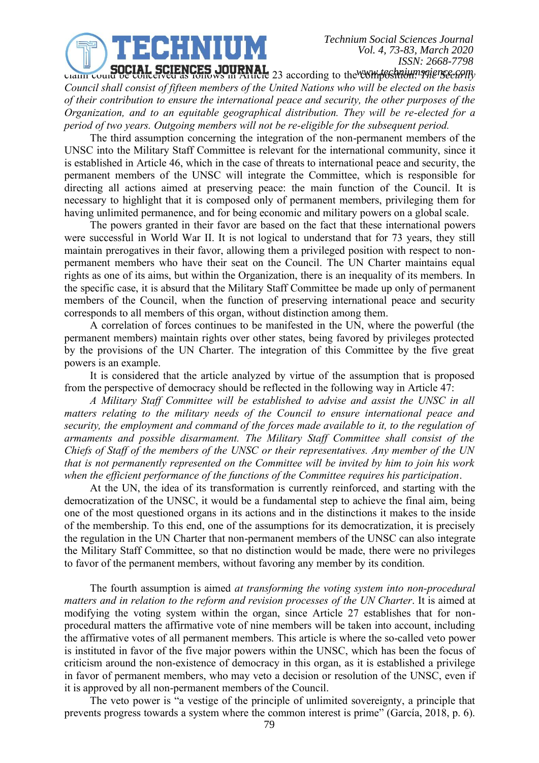claim could be conceived as follows in Article 23 according to the composition: *The Security Council shall consist of fifteen members of the United Nations who will be elected on the basis of their contribution to ensure the international peace and security, the other purposes of the Organization, and to an equitable geographical distribution. They will be re-elected for a period of two years. Outgoing members will not be re-eligible for the subsequent period.*

The third assumption concerning the integration of the non-permanent members of the UNSC into the Military Staff Committee is relevant for the international community, since it is established in Article 46, which in the case of threats to international peace and security, the permanent members of the UNSC will integrate the Committee, which is responsible for directing all actions aimed at preserving peace: the main function of the Council. It is necessary to highlight that it is composed only of permanent members, privileging them for having unlimited permanence, and for being economic and military powers on a global scale.

The powers granted in their favor are based on the fact that these international powers were successful in World War II. It is not logical to understand that for 73 years, they still maintain prerogatives in their favor, allowing them a privileged position with respect to non-permanent members who have their seat on the Council. The UN Charter maintains equal rights as one of its aims, but within the Organization, there is an inequality of its members. In the specific case, it is absurd that the Military Staff Committee be made up only of permanent members of the Council, when the function of preserving international peace and security corresponds to all members of this organ, without distinction among them.

A correlation of forces continues to be manifested in the UN, where the powerful (the permanent members) maintain rights over other states, being favored by privileges protected by the provisions of the UN Charter. The integration of this Committee by the five great powers is an example.

It is considered that the article analyzed by virtue of the assumption that is proposed from the perspective of democracy should be reflected in the following way in Article 47:

*A Military Staff Committee will be established to advise and assist the UNSC in all matters relating to the military needs of the Council to ensure international peace and security, the employment and command of the forces made available to it, to the regulation of armaments and possible disarmament. The Military Staff Committee shall consist of the Chiefs of Staff of the members of the UNSC or their representatives. Any member of the UN that is not permanently represented on the Committee will be invited by him to join his work when the efficient performance of the functions of the Committee requires his participation*.

At the UN, the idea of its transformation is currently reinforced, and starting with the democratization of the UNSC, it would be a fundamental step to achieve the final aim, being one of the most questioned organs in its actions and in the distinctions it makes to the inside of the membership. To this end, one of the assumptions for its democratization, it is precisely the regulation in the UN Charter that non-permanent members of the UNSC can also integrate the Military Staff Committee, so that no distinction would be made, there were no privileges to favor of the permanent members, without favoring any member by its condition.

The fourth assumption is aimed *at transforming the voting system into non-procedural matters and in relation to the reform and revision processes of the UN Charter*. It is aimed at modifying the voting system within the organ, since Article 27 establishes that for non-procedural matters the affirmative vote of nine members will be taken into account, including the affirmative votes of all permanent members. This article is where the so-called veto power is instituted in favor of the five major powers within the UNSC, which has been the focus of criticism around the non-existence of democracy in this organ, as it is established a privilege in favor of permanent members, who may veto a decision or resolution of the UNSC, even if it is approved by all non-permanent members of the Council.

The veto power is "a vestige of the principle of unlimited sovereignty, a principle that prevents progress towards a system where the common interest is prime" (García, 2018, p. 6).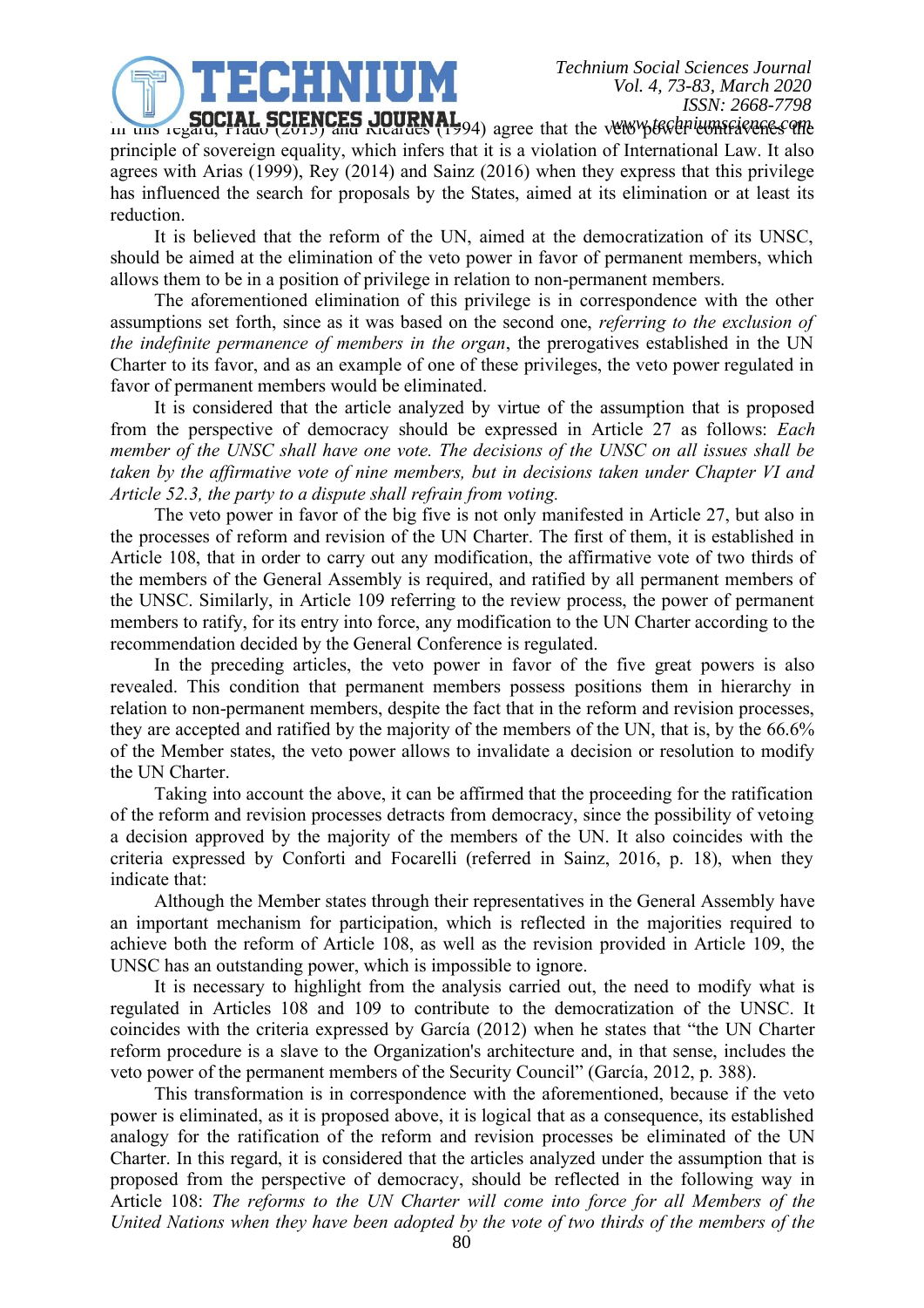In this regard, Prado (2015) and Ricardes (1994) agree that the veto power contravenes the principle of sovereign equality, which infers that it is a violation of International Law. It also agrees with Arias (1999), Rey (2014) and Sainz (2016) when they express that this privilege has influenced the search for proposals by the States, aimed at its elimination or at least its reduction.

It is believed that the reform of the UN, aimed at the democratization of its UNSC, should be aimed at the elimination of the veto power in favor of permanent members, which allows them to be in a position of privilege in relation to non-permanent members.

The aforementioned elimination of this privilege is in correspondence with the other assumptions set forth, since as it was based on the second one, *referring to the exclusion of the indefinite permanence of members in the organ*, the prerogatives established in the UN Charter to its favor, and as an example of one of these privileges, the veto power regulated in favor of permanent members would be eliminated.

It is considered that the article analyzed by virtue of the assumption that is proposed from the perspective of democracy should be expressed in Article 27 as follows: *Each member of the UNSC shall have one vote. The decisions of the UNSC on all issues shall be taken by the affirmative vote of nine members, but in decisions taken under Chapter VI and Article 52.3, the party to a dispute shall refrain from voting.*

The veto power in favor of the big five is not only manifested in Article 27, but also in the processes of reform and revision of the UN Charter. The first of them, it is established in Article 108, that in order to carry out any modification, the affirmative vote of two thirds of the members of the General Assembly is required, and ratified by all permanent members of the UNSC. Similarly, in Article 109 referring to the review process, the power of permanent members to ratify, for its entry into force, any modification to the UN Charter according to the recommendation decided by the General Conference is regulated.

In the preceding articles, the veto power in favor of the five great powers is also revealed. This condition that permanent members possess positions them in hierarchy in relation to non-permanent members, despite the fact that in the reform and revision processes, they are accepted and ratified by the majority of the members of the UN, that is, by the 66.6% of the Member states, the veto power allows to invalidate a decision or resolution to modify the UN Charter.

Taking into account the above, it can be affirmed that the proceeding for the ratification of the reform and revision processes detracts from democracy, since the possibility of vetoing a decision approved by the majority of the members of the UN. It also coincides with the criteria expressed by Conforti and Focarelli (referred in Sainz, 2016, p. 18), when they indicate that:

Although the Member states through their representatives in the General Assembly have an important mechanism for participation, which is reflected in the majorities required to achieve both the reform of Article 108, as well as the revision provided in Article 109, the UNSC has an outstanding power, which is impossible to ignore.

It is necessary to highlight from the analysis carried out, the need to modify what is regulated in Articles 108 and 109 to contribute to the democratization of the UNSC. It coincides with the criteria expressed by García (2012) when he states that "the UN Charter reform procedure is a slave to the Organization's architecture and, in that sense, includes the veto power of the permanent members of the Security Council" (García, 2012, p. 388).

This transformation is in correspondence with the aforementioned, because if the veto power is eliminated, as it is proposed above, it is logical that as a consequence, its established analogy for the ratification of the reform and revision processes be eliminated of the UN Charter. In this regard, it is considered that the articles analyzed under the assumption that is proposed from the perspective of democracy, should be reflected in the following way in Article 108: *The reforms to the UN Charter will come into force for all Members of the United Nations when they have been adopted by the vote of two thirds of the members of the*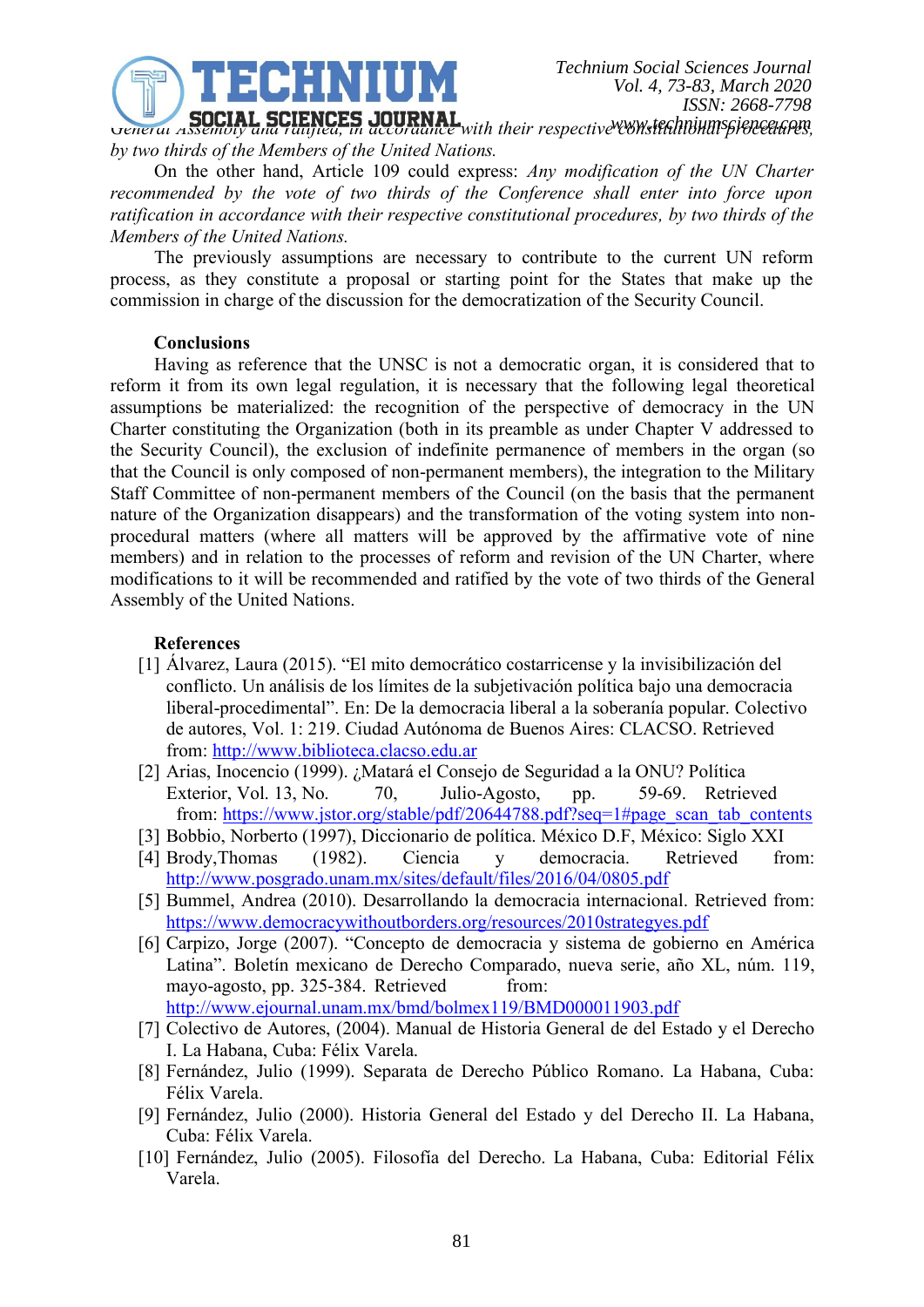*General Assembly and ratified, in accordance with their respective constitutional procedures, by two thirds of the Members of the United Nations.*

On the other hand, Article 109 could express: *Any modification of the UN Charter recommended by the vote of two thirds of the Conference shall enter into force upon ratification in accordance with their respective constitutional procedures, by two thirds of the Members of the United Nations.*

The previously assumptions are necessary to contribute to the current UN reform process, as they constitute a proposal or starting point for the States that make up the commission in charge of the discussion for the democratization of the Security Council.

**Conclusions**

Having as reference that the UNSC is not a democratic organ, it is considered that to reform it from its own legal regulation, it is necessary that the following legal theoretical assumptions be materialized: the recognition of the perspective of democracy in the UN Charter constituting the Organization (both in its preamble as under Chapter V addressed to the Security Council), the exclusion of indefinite permanence of members in the organ (so that the Council is only composed of non-permanent members), the integration to the Military Staff Committee of non-permanent members of the Council (on the basis that the permanent nature of the Organization disappears) and the transformation of the voting system into non-procedural matters (where all matters will be approved by the affirmative vote of nine members) and in relation to the processes of reform and revision of the UN Charter, where modifications to it will be recommended and ratified by the vote of two thirds of the General Assembly of the United Nations.

**References**

[1] Álvarez, Laura (2015). "El mito democrático costarricense y la invisibilización del conflicto. Un análisis de los límites de la subjetivación política bajo una democracia liberal-procedimental". En: De la democracia liberal a la soberanía popular. Colectivo de autores, Vol. 1: 219. Ciudad Autónoma de Buenos Aires: CLACSO. Retrieved from: http://www.biblioteca.clacso.edu.ar

[2] Arias, Inocencio (1999). ¿Matará el Consejo de Seguridad a la ONU? Política Exterior, Vol. 13, No. 70, Julio-Agosto, pp. 59-69. Retrieved from: https://www.jstor.org/stable/pdf/20644788.pdf?seq=1#page_scan_tab_contents

[3] Bobbio, Norberto (1997), Diccionario de política. México D.F, México: Siglo XXI

[4] Brody,Thomas (1982). Ciencia y democracia. Retrieved from: http://www.posgrado.unam.mx/sites/default/files/2016/04/0805.pdf

[5] Bummel, Andrea (2010). Desarrollando la democracia internacional. Retrieved from: https://www.democracywithoutborders.org/resources/2010strategyes.pdf

[6] Carpizo, Jorge (2007). "Concepto de democracia y sistema de gobierno en América Latina". Boletín mexicano de Derecho Comparado, nueva serie, año XL, núm. 119, mayo-agosto, pp. 325-384. Retrieved from: http://www.ejournal.unam.mx/bmd/bolmex119/BMD000011903.pdf

[7] Colectivo de Autores, (2004). Manual de Historia General de del Estado y el Derecho I. La Habana, Cuba: Félix Varela.

[8] Fernández, Julio (1999). Separata de Derecho Público Romano. La Habana, Cuba: Félix Varela.

[9] Fernández, Julio (2000). Historia General del Estado y del Derecho II. La Habana, Cuba: Félix Varela.

[10] Fernández, Julio (2005). Filosofía del Derecho. La Habana, Cuba: Editorial Félix Varela.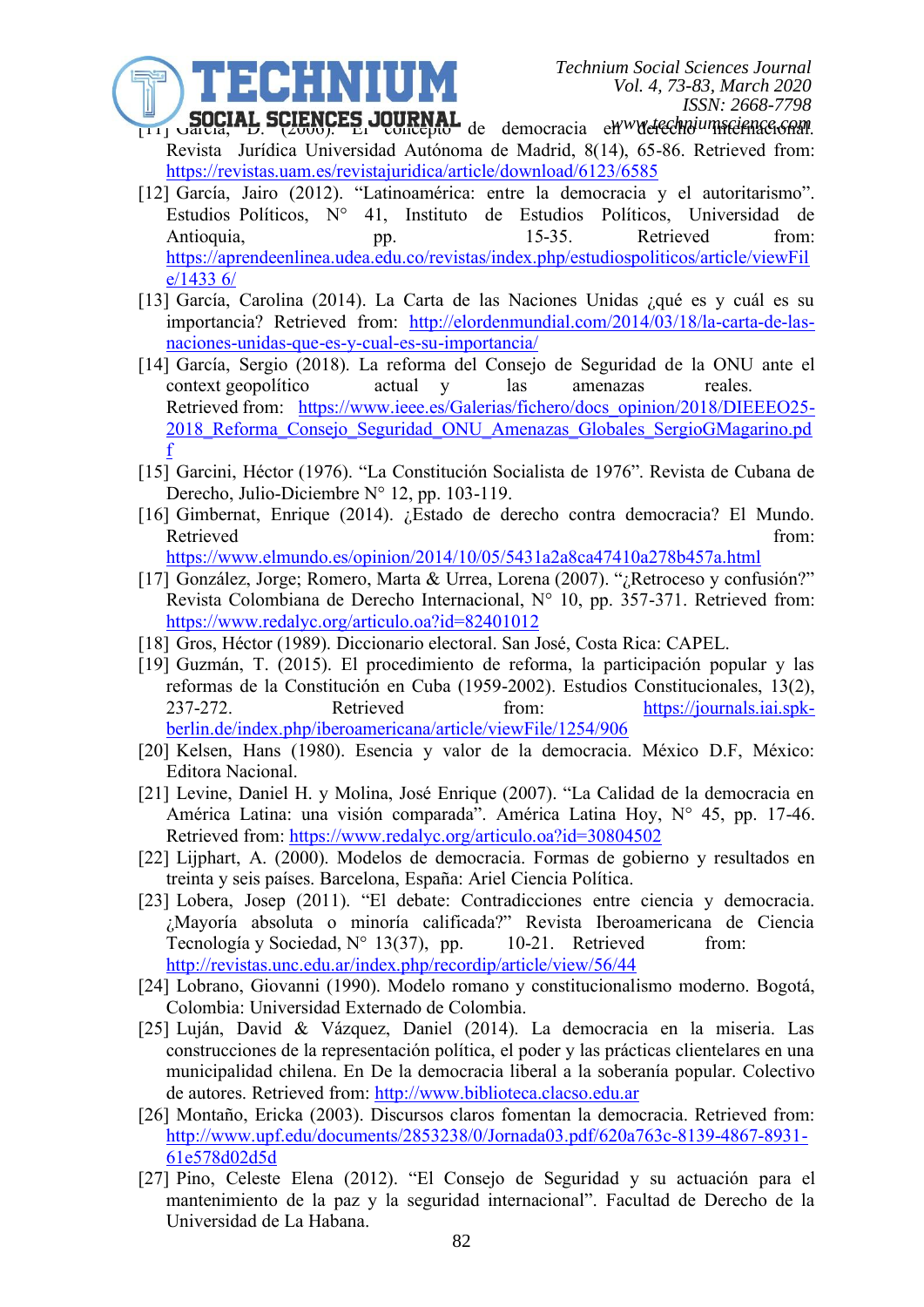[11] García, D. (2006). El concepto de democracia en derecho internacional. Revista Jurídica Universidad Autónoma de Madrid, 8(14), 65-86. Retrieved from: https://revistas.uam.es/revistajuridica/article/download/6123/6585

[12] García, Jairo (2012). "Latinoamérica: entre la democracia y el autoritarismo". Estudios Políticos, N° 41, Instituto de Estudios Políticos, Universidad de Antioquia, pp. 15-35. Retrieved from: https://aprendeenlinea.udea.edu.co/revistas/index.php/estudiospoliticos/article/viewFile/1433 6/

[13] García, Carolina (2014). La Carta de las Naciones Unidas ¿qué es y cuál es su importancia? Retrieved from: http://elordenmundial.com/2014/03/18/la-carta-de-las-naciones-unidas-que-es-y-cual-es-su-importancia/

[14] García, Sergio (2018). La reforma del Consejo de Seguridad de la ONU ante el context geopolítico actual y las amenazas reales. Retrieved from: https://www.ieee.es/Galerias/fichero/docs_opinion/2018/DIEEEO25-2018_Reforma_Consejo_Seguridad_ONU_Amenazas_Globales_SergioGMagarino.pdf

[15] Garcini, Héctor (1976). "La Constitución Socialista de 1976". Revista de Cubana de Derecho, Julio-Diciembre N° 12, pp. 103-119.

[16] Gimbernat, Enrique (2014). ¿Estado de derecho contra democracia? El Mundo. Retrieved from: https://www.elmundo.es/opinion/2014/10/05/5431a2a8ca47410a278b457a.html

[17] González, Jorge; Romero, Marta & Urrea, Lorena (2007). "¿Retroceso y confusión?" Revista Colombiana de Derecho Internacional, N° 10, pp. 357-371. Retrieved from: https://www.redalyc.org/articulo.oa?id=82401012

[18] Gros, Héctor (1989). Diccionario electoral. San José, Costa Rica: CAPEL.

[19] Guzmán, T. (2015). El procedimiento de reforma, la participación popular y las reformas de la Constitución en Cuba (1959-2002). Estudios Constitucionales, 13(2), 237-272. Retrieved from: https://journals.iai.spk-berlin.de/index.php/iberoamericana/article/viewFile/1254/906

[20] Kelsen, Hans (1980). Esencia y valor de la democracia. México D.F, México: Editora Nacional.

[21] Levine, Daniel H. y Molina, José Enrique (2007). "La Calidad de la democracia en América Latina: una visión comparada". América Latina Hoy, N° 45, pp. 17-46. Retrieved from: https://www.redalyc.org/articulo.oa?id=30804502

[22] Lijphart, A. (2000). Modelos de democracia. Formas de gobierno y resultados en treinta y seis países. Barcelona, España: Ariel Ciencia Política.

[23] Lobera, Josep (2011). "El debate: Contradicciones entre ciencia y democracia. ¿Mayoría absoluta o minoría calificada?" Revista Iberoamericana de Ciencia Tecnología y Sociedad, N° 13(37), pp. 10-21. Retrieved from: http://revistas.unc.edu.ar/index.php/recordip/article/view/56/44

[24] Lobrano, Giovanni (1990). Modelo romano y constitucionalismo moderno. Bogotá, Colombia: Universidad Externado de Colombia.

[25] Luján, David & Vázquez, Daniel (2014). La democracia en la miseria. Las construcciones de la representación política, el poder y las prácticas clientelares en una municipalidad chilena. En De la democracia liberal a la soberanía popular. Colectivo de autores. Retrieved from: http://www.biblioteca.clacso.edu.ar

[26] Montaño, Ericka (2003). Discursos claros fomentan la democracia. Retrieved from: http://www.upf.edu/documents/2853238/0/Jornada03.pdf/620a763c-8139-4867-8931-61e578d02d5d

[27] Pino, Celeste Elena (2012). "El Consejo de Seguridad y su actuación para el mantenimiento de la paz y la seguridad internacional". Facultad de Derecho de la Universidad de La Habana.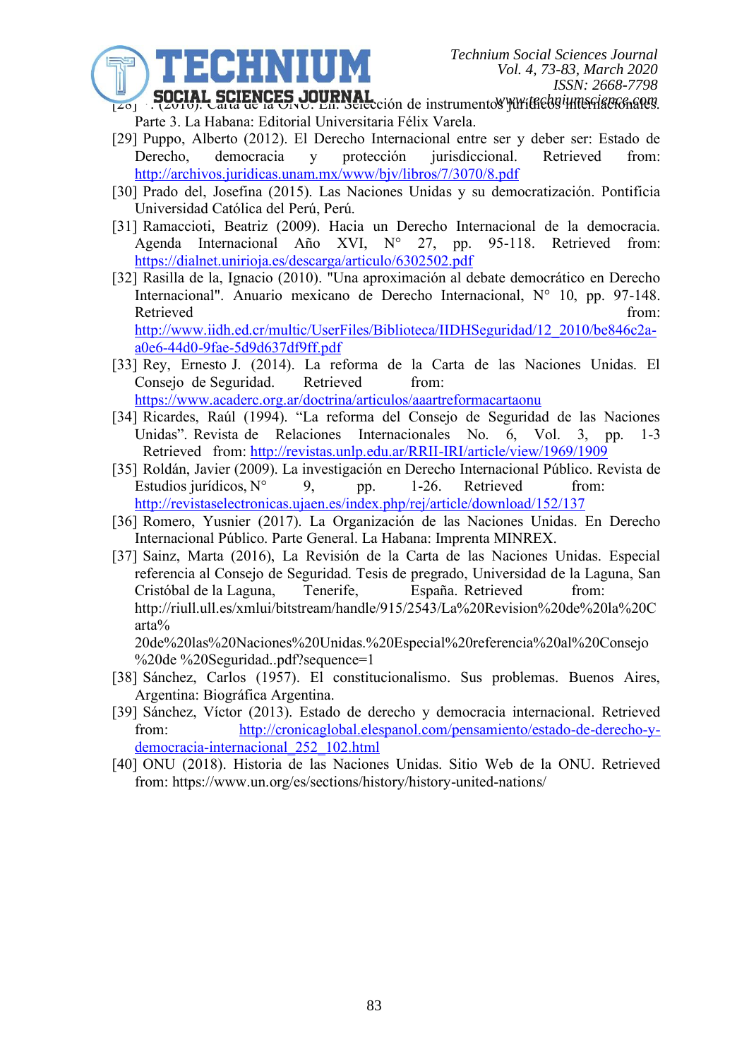[28] . (2016). Carta de la ONU. En: Selección de instrumentos jurídicos internacionales. Parte 3. La Habana: Editorial Universitaria Félix Varela.

[29] Puppo, Alberto (2012). El Derecho Internacional entre ser y deber ser: Estado de Derecho, democracia y protección jurisdiccional. Retrieved from: http://archivos.juridicas.unam.mx/www/bjv/libros/7/3070/8.pdf

[30] Prado del, Josefina (2015). Las Naciones Unidas y su democratización. Pontificia Universidad Católica del Perú, Perú.

[31] Ramaccioti, Beatriz (2009). Hacia un Derecho Internacional de la democracia. Agenda Internacional Año XVI, N° 27, pp. 95-118. Retrieved from: https://dialnet.unirioja.es/descarga/articulo/6302502.pdf

[32] Rasilla de la, Ignacio (2010). "Una aproximación al debate democrático en Derecho Internacional". Anuario mexicano de Derecho Internacional, N° 10, pp. 97-148. Retrieved from: http://www.iidh.ed.cr/multic/UserFiles/Biblioteca/IIDHSeguridad/12_2010/be846c2a-a0e6-44d0-9fae-5d9d637df9ff.pdf

[33] Rey, Ernesto J. (2014). La reforma de la Carta de las Naciones Unidas. El Consejo de Seguridad. Retrieved from: https://www.acaderc.org.ar/doctrina/articulos/aaartreformacartaonu

[34] Ricardes, Raúl (1994). "La reforma del Consejo de Seguridad de las Naciones Unidas". Revista de Relaciones Internacionales No. 6, Vol. 3, pp. 1-3 Retrieved from: http://revistas.unlp.edu.ar/RRII-IRI/article/view/1969/1909

[35] Roldán, Javier (2009). La investigación en Derecho Internacional Público. Revista de Estudios jurídicos, N° 9, pp. 1-26. Retrieved from: http://revistaselectronicas.ujaen.es/index.php/rej/article/download/152/137

[36] Romero, Yusnier (2017). La Organización de las Naciones Unidas. En Derecho Internacional Público. Parte General. La Habana: Imprenta MINREX.

[37] Sainz, Marta (2016), La Revisión de la Carta de las Naciones Unidas. Especial referencia al Consejo de Seguridad. Tesis de pregrado, Universidad de la Laguna, San Cristóbal de la Laguna, Tenerife, España. Retrieved from: http://riull.ull.es/xmlui/bitstream/handle/915/2543/La%20Revision%20de%20la%20Carta%20de%20las%20Naciones%20Unidas.%20Especial%20referencia%20al%20Consejo%20de %20Seguridad..pdf?sequence=1

[38] Sánchez, Carlos (1957). El constitucionalismo. Sus problemas. Buenos Aires, Argentina: Biográfica Argentina.

[39] Sánchez, Víctor (2013). Estado de derecho y democracia internacional. Retrieved from: http://cronicaglobal.elespanol.com/pensamiento/estado-de-derecho-y-democracia-internacional_252_102.html

[40] ONU (2018). Historia de las Naciones Unidas. Sitio Web de la ONU. Retrieved from: https://www.un.org/es/sections/history/history-united-nations/